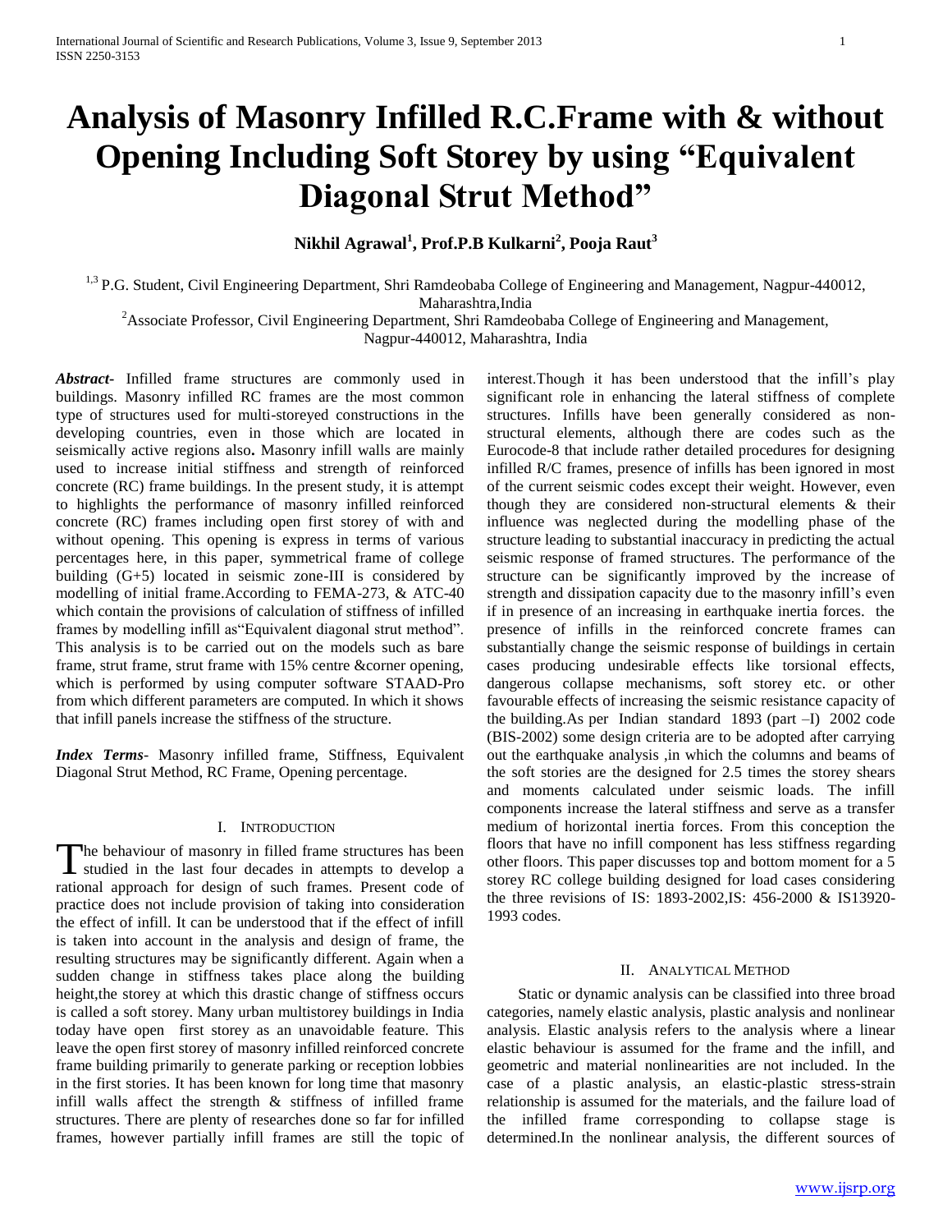# Analysis of Masonry Infilled R.C.Frame with & without Opening Including Soft Storey by using "Equivalent Diagonal Strut Method"

**Nikhil Agrawal[1], Prof.P.B Kulkarni[2], Pooja Raut[3]**

[1,3] P.G. Student, Civil Engineering Department, Shri Ramdeobaba College of Engineering and Management, Nagpur-440012, Maharashtra,India

[2]Associate Professor, Civil Engineering Department, Shri Ramdeobaba College of Engineering and Management, Nagpur-440012, Maharashtra, India

***Abstract***- Infilled frame structures are commonly used in buildings. Masonry infilled RC frames are the most common type of structures used for multi-storeyed constructions in the developing countries, even in those which are located in seismically active regions also**.** Masonry infill walls are mainly used to increase initial stiffness and strength of reinforced concrete (RC) frame buildings. In the present study, it is attempt to highlights the performance of masonry infilled reinforced concrete (RC) frames including open first storey of with and without opening. This opening is express in terms of various percentages here, in this paper, symmetrical frame of college building (G+5) located in seismic zone-III is considered by modelling of initial frame.According to FEMA-273, & ATC-40 which contain the provisions of calculation of stiffness of infilled frames by modelling infill as"Equivalent diagonal strut method". This analysis is to be carried out on the models such as bare frame, strut frame, strut frame with 15% centre &corner opening, which is performed by using computer software STAAD-Pro from which different parameters are computed. In which it shows that infill panels increase the stiffness of the structure.

***Index Terms***- Masonry infilled frame, Stiffness, Equivalent Diagonal Strut Method, RC Frame, Opening percentage.

## I. Introduction

The behaviour of masonry in filled frame structures has been studied in the last four decades in attempts to develop a rational approach for design of such frames. Present code of practice does not include provision of taking into consideration the effect of infill. It can be understood that if the effect of infill is taken into account in the analysis and design of frame, the resulting structures may be significantly different. Again when a sudden change in stiffness takes place along the building height,the storey at which this drastic change of stiffness occurs is called a soft storey. Many urban multistorey buildings in India today have open first storey as an unavoidable feature. This leave the open first storey of masonry infilled reinforced concrete frame building primarily to generate parking or reception lobbies in the first stories. It has been known for long time that masonry infill walls affect the strength & stiffness of infilled frame structures. There are plenty of researches done so far for infilled frames, however partially infill frames are still the topic of interest.Though it has been understood that the infill's play significant role in enhancing the lateral stiffness of complete structures. Infills have been generally considered as non-structural elements, although there are codes such as the Eurocode-8 that include rather detailed procedures for designing infilled R/C frames, presence of infills has been ignored in most of the current seismic codes except their weight. However, even though they are considered non-structural elements & their influence was neglected during the modelling phase of the structure leading to substantial inaccuracy in predicting the actual seismic response of framed structures. The performance of the structure can be significantly improved by the increase of strength and dissipation capacity due to the masonry infill's even if in presence of an increasing in earthquake inertia forces. the presence of infills in the reinforced concrete frames can substantially change the seismic response of buildings in certain cases producing undesirable effects like torsional effects, dangerous collapse mechanisms, soft storey etc. or other favourable effects of increasing the seismic resistance capacity of the building.As per Indian standard 1893 (part –I) 2002 code (BIS-2002) some design criteria are to be adopted after carrying out the earthquake analysis ,in which the columns and beams of the soft stories are the designed for 2.5 times the storey shears and moments calculated under seismic loads. The infill components increase the lateral stiffness and serve as a transfer medium of horizontal inertia forces. From this conception the floors that have no infill component has less stiffness regarding other floors. This paper discusses top and bottom moment for a 5 storey RC college building designed for load cases considering the three revisions of IS: 1893-2002,IS: 456-2000 & IS13920-1993 codes.

## II. Analytical Method

Static or dynamic analysis can be classified into three broad categories, namely elastic analysis, plastic analysis and nonlinear analysis. Elastic analysis refers to the analysis where a linear elastic behaviour is assumed for the frame and the infill, and geometric and material nonlinearities are not included. In the case of a plastic analysis, an elastic-plastic stress-strain relationship is assumed for the materials, and the failure load of the infilled frame corresponding to collapse stage is determined.In the nonlinear analysis, the different sources of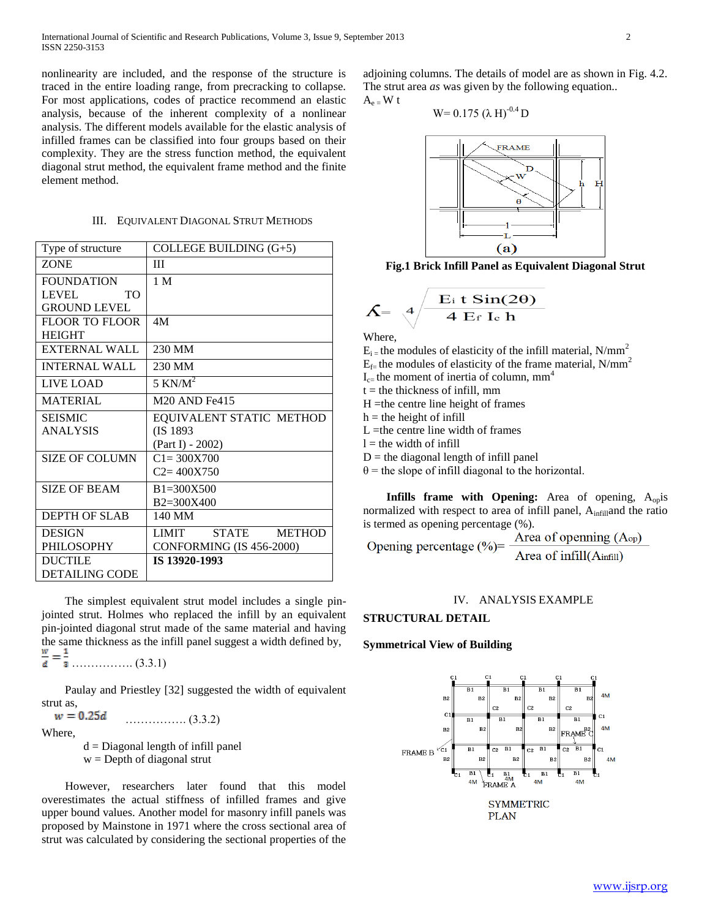nonlinearity are included, and the response of the structure is traced in the entire loading range, from precracking to collapse. For most applications, codes of practice recommend an elastic analysis, because of the inherent complexity of a nonlinear analysis. The different models available for the elastic analysis of infilled frames can be classified into four groups based on their complexity. They are the stress function method, the equivalent diagonal strut method, the equivalent frame method and the finite element method.

## III. Equivalent Diagonal Strut Methods

| Type of structure | COLLEGE BUILDING (G+5) |
|---|---|
| ZONE | III |
| FOUNDATION LEVEL TO GROUND LEVEL | 1 M |
| FLOOR TO FLOOR HEIGHT | 4M |
| EXTERNAL WALL | 230 MM |
| INTERNAL WALL | 230 MM |
| LIVE LOAD | 5 KN/M$^2$ |
| MATERIAL | M20 AND Fe415 |
| SEISMIC ANALYSIS | EQUIVALENT STATIC METHOD (IS 1893 (Part I) - 2002) |
| SIZE OF COLUMN | C1= 300X700 C2= 400X750 |
| SIZE OF BEAM | B1=300X500 B2=300X400 |
| DEPTH OF SLAB | 140 MM |
| DESIGN PHILOSOPHY | LIMIT STATE METHOD CONFORMING (IS 456-2000) |
| DUCTILE DETAILING CODE | **IS 13920-1993** |

The simplest equivalent strut model includes a single pin-jointed strut. Holmes who replaced the infill by an equivalent pin-jointed diagonal strut made of the same material and having the same thickness as the infill panel suggest a width defined by,

$$\frac{w}{d} = \frac{1}{3} \quad \text{……………. (3.3.1)}$$

Paulay and Priestley [32] suggested the width of equivalent strut as,

$$w = 0.25d \quad \text{……………. (3.3.2)}$$

Where,

d = Diagonal length of infill panel
w = Depth of diagonal strut

However, researchers later found that this model overestimates the actual stiffness of infilled frames and give upper bound values. Another model for masonry infill panels was proposed by Mainstone in 1971 where the cross sectional area of strut was calculated by considering the sectional properties of the adjoining columns. The details of model are as shown in Fig. 4.2. The strut area *as* was given by the following equation..

$$A_e = W\,t$$

$$W = 0.175\,(\lambda H)^{-0.4} D$$

**Fig.1 Brick Infill Panel as Equivalent Diagonal Strut**

$$\lambda = \sqrt[4]{\frac{E_i\, t\, \sin(2\theta)}{4\, E_f\, I_c\, h}}$$

Where,

$E_i$ = the modules of elasticity of the infill material, N/mm$^2$
$E_f$ = the modules of elasticity of the frame material, N/mm$^2$
$I_c$ = the moment of inertia of column, mm$^4$
t = the thickness of infill, mm
H =the centre line height of frames
h = the height of infill
L =the centre line width of frames
l = the width of infill
D = the diagonal length of infill panel
θ = the slope of infill diagonal to the horizontal.

**Infills frame with Opening:** Area of opening, $A_{op}$ is normalized with respect to area of infill panel, $A_{infill}$ and the ratio is termed as opening percentage (%).

$$\text{Opening percentage (\%)} = \frac{\text{Area of openning } (A_{op})}{\text{Area of infill} (A_{infill})}$$

## IV. Analysis Example

### STRUCTURAL DETAIL

### Symmetrical View of Building

SYMMETRIC PLAN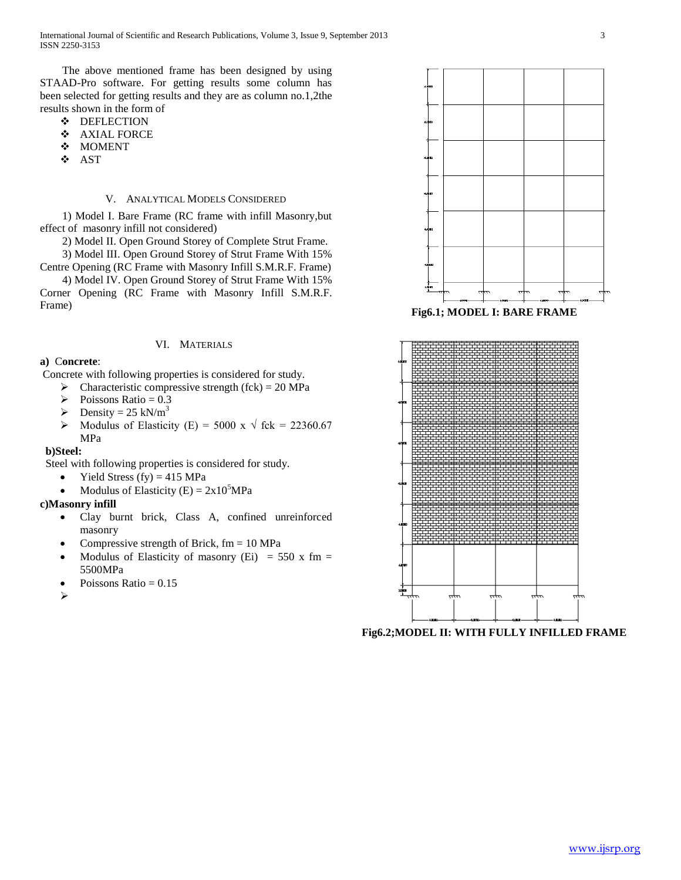The above mentioned frame has been designed by using STAAD-Pro software. For getting results some column has been selected for getting results and they are as column no.1,2the results shown in the form of

- DEFLECTION
- AXIAL FORCE
- MOMENT
- AST

## V. Analytical Models Considered

1) Model I. Bare Frame (RC frame with infill Masonry,but effect of masonry infill not considered)

2) Model II. Open Ground Storey of Complete Strut Frame.

3) Model III. Open Ground Storey of Strut Frame With 15% Centre Opening (RC Frame with Masonry Infill S.M.R.F. Frame)

4) Model IV. Open Ground Storey of Strut Frame With 15% Corner Opening (RC Frame with Masonry Infill S.M.R.F. Frame)

## VI. Materials

**a) Concrete**:

Concrete with following properties is considered for study.

- Characteristic compressive strength (fck) = 20 MPa
- Poissons Ratio = 0.3
- Density = 25 kN/m$^3$
- Modulus of Elasticity (E) = 5000 x $\sqrt{\text{fck}}$ = 22360.67 MPa

**b)Steel:**

Steel with following properties is considered for study.

- Yield Stress (fy) = 415 MPa
- Modulus of Elasticity (E) = 2x10$^5$MPa

**c)Masonry infill**

- Clay burnt brick, Class A, confined unreinforced masonry
- Compressive strength of Brick, fm = 10 MPa
- Modulus of Elasticity of masonry (Ei) = 550 x fm = 5500MPa
- Poissons Ratio = 0.15

**Fig6.1; MODEL I: BARE FRAME**

**Fig6.2;MODEL II: WITH FULLY INFILLED FRAME**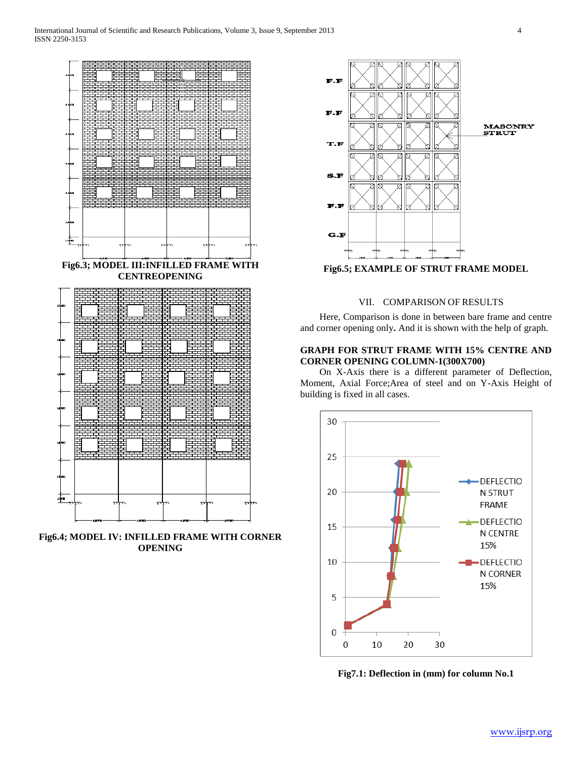Fig6.3; MODEL III:INFILLED FRAME WITH CENTREOPENING

Fig6.4; MODEL IV: INFILLED FRAME WITH CORNER OPENING

Fig6.5; EXAMPLE OF STRUT FRAME MODEL

## VII. COMPARISON OF RESULTS

Here, Comparison is done in between bare frame and centre and corner opening only**.** And it is shown with the help of graph.

### GRAPH FOR STRUT FRAME WITH 15% CENTRE AND CORNER OPENING COLUMN-1(300X700)

On X-Axis there is a different parameter of Deflection, Moment, Axial Force;Area of steel and on Y-Axis Height of building is fixed in all cases.

Fig7.1: Deflection in (mm) for column No.1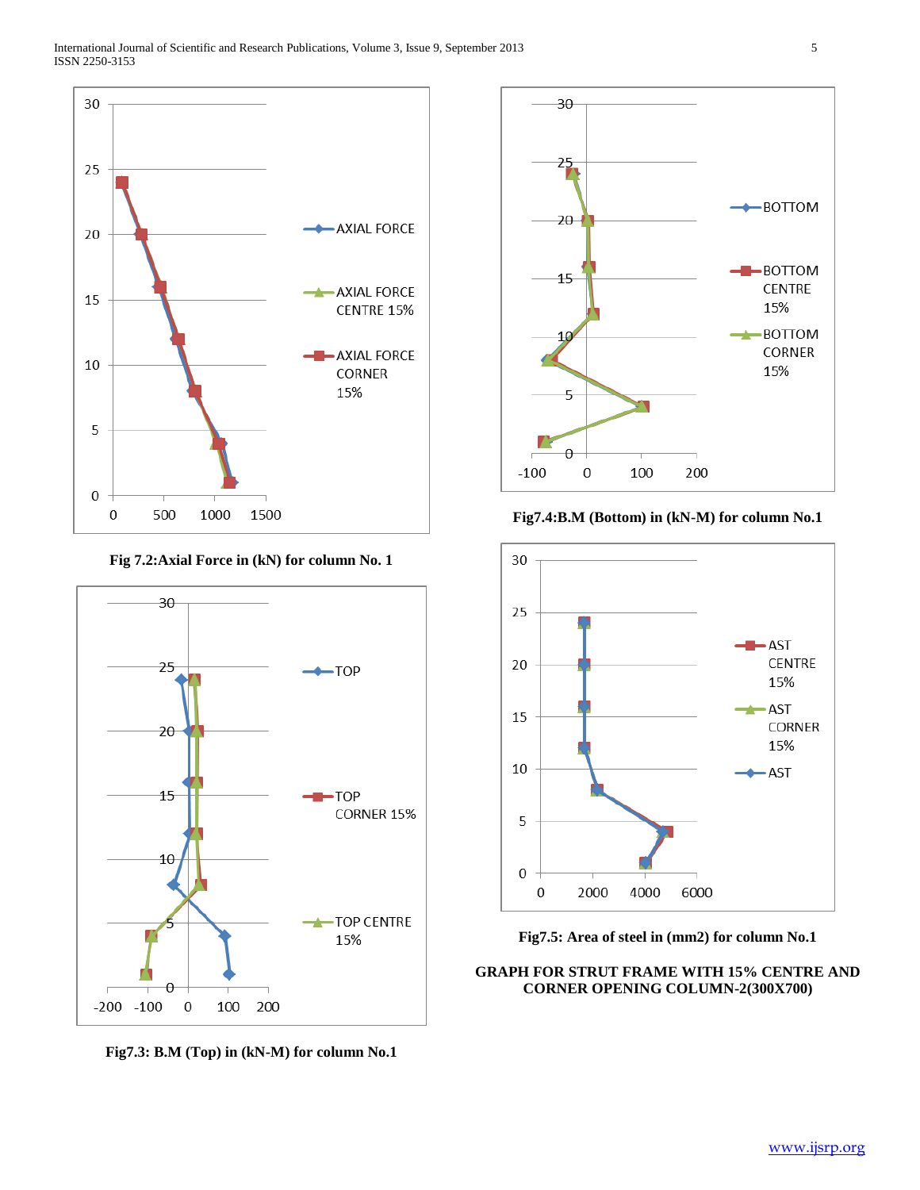Fig 7.2:Axial Force in (kN) for column No. 1

Fig7.4:B.M (Bottom) in (kN-M) for column No.1

Fig7.3: B.M (Top) in (kN-M) for column No.1

Fig7.5: Area of steel in (mm2) for column No.1

**GRAPH FOR STRUT FRAME WITH 15% CENTRE AND CORNER OPENING COLUMN-2(300X700)**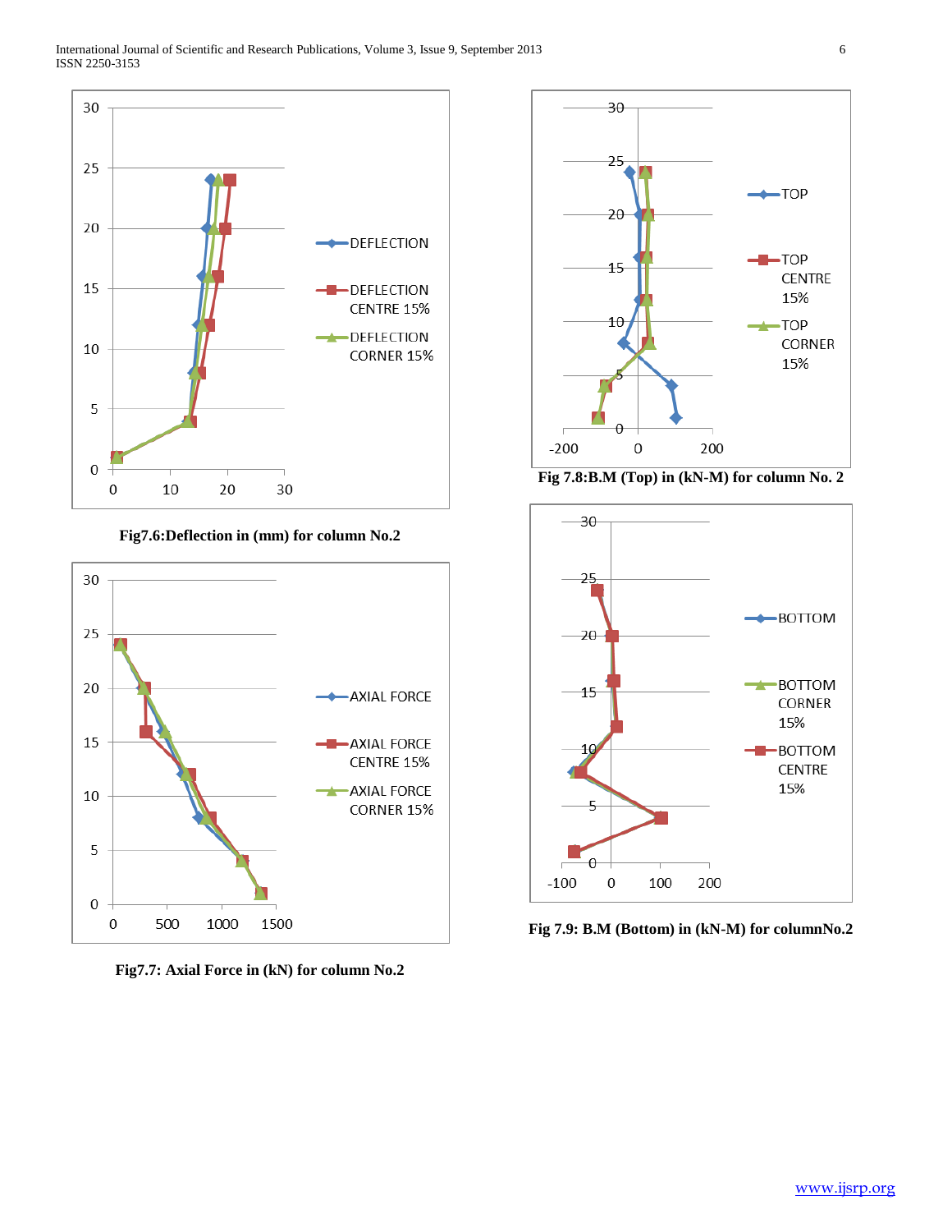Fig7.6:Deflection in (mm) for column No.2

Fig7.7: Axial Force in (kN) for column No.2

Fig 7.8:B.M (Top) in (kN-M) for column No. 2

Fig 7.9: B.M (Bottom) in (kN-M) for columnNo.2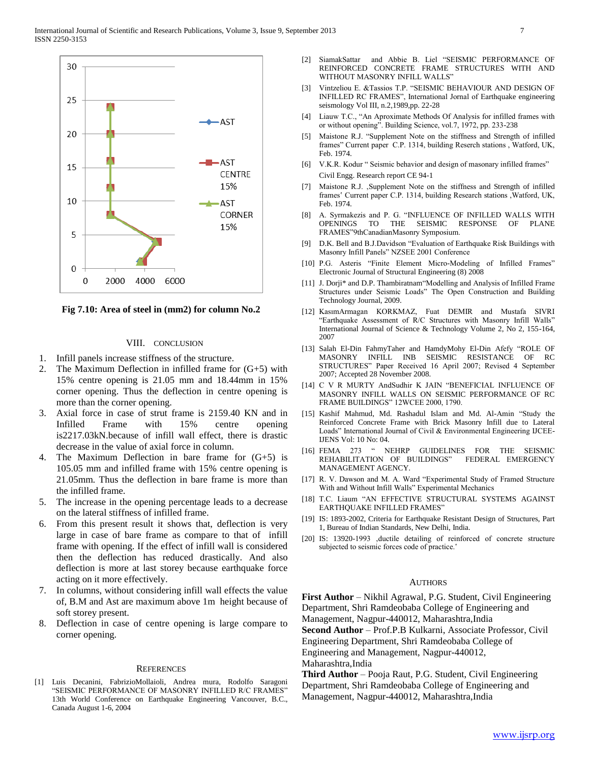Fig 7.10: Area of steel in (mm2) for column No.2

## VIII. CONCLUSION

1. Infill panels increase stiffness of the structure.
2. The Maximum Deflection in infilled frame for (G+5) with 15% centre opening is 21.05 mm and 18.44mm in 15% corner opening. Thus the deflection in centre opening is more than the corner opening.
3. Axial force in case of strut frame is 2159.40 KN and in Infilled Frame with 15% centre opening is2217.03kN.because of infill wall effect, there is drastic decrease in the value of axial force in column.
4. The Maximum Deflection in bare frame for (G+5) is 105.05 mm and infilled frame with 15% centre opening is 21.05mm. Thus the deflection in bare frame is more than the infilled frame.
5. The increase in the opening percentage leads to a decrease on the lateral stiffness of infilled frame.
6. From this present result it shows that, deflection is very large in case of bare frame as compare to that of infill frame with opening. If the effect of infill wall is considered then the deflection has reduced drastically. And also deflection is more at last storey because earthquake force acting on it more effectively.
7. In columns, without considering infill wall effects the value of, B.M and Ast are maximum above 1m height because of soft storey present.
8. Deflection in case of centre opening is large compare to corner opening.

## REFERENCES

[1] Luis Decanini, FabrizioMollaioli, Andrea mura, Rodolfo Saragoni "SEISMIC PERFORMANCE OF MASONRY INFILLED R/C FRAMES" 13th World Conference on Earthquake Engineering Vancouver, B.C., Canada August 1-6, 2004

[2] SiamakSattar and Abbie B. Liel "SEISMIC PERFORMANCE OF REINFORCED CONCRETE FRAME STRUCTURES WITH AND WITHOUT MASONRY INFILL WALLS"

[3] Vintzeliou E. &Tassios T.P. "SEISMIC BEHAVIOUR AND DESIGN OF INFILLED RC FRAMES", International Jornal of Earthquake engineering seismology Vol III, n.2,1989,pp. 22-28

[4] Liauw T.C., "An Aproximate Methods Of Analysis for infilled frames with or without opening". Building Science, vol.7, 1972, pp. 233-238

[5] Maistone R.J. "Supplement Note on the stiffness and Strength of infilled frames" Current paper C.P. 1314, building Reserch stations , Watford, UK, Feb. 1974.

[6] V.K.R. Kodur " Seismic behavior and design of masonary infilled frames" Civil Engg. Research report CE 94-1

[7] Maistone R.J. ,Supplement Note on the stiffness and Strength of infilled frames' Current paper C.P. 1314, building Research stations ,Watford, UK, Feb. 1974.

[8] A. Syrmakezis and P. G. "INFLUENCE OF INFILLED WALLS WITH OPENINGS TO THE SEISMIC RESPONSE OF PLANE FRAMES"9thCanadianMasonry Symposium.

[9] D.K. Bell and B.J.Davidson "Evaluation of Earthquake Risk Buildings with Masonry Infill Panels" NZSEE 2001 Conference

[10] P.G. Asteris "Finite Element Micro-Modeling of Infilled Frames" Electronic Journal of Structural Engineering (8) 2008

[11] J. Dorji* and D.P. Thambiratnam"Modelling and Analysis of Infilled Frame Structures under Seismic Loads" The Open Construction and Building Technology Journal, 2009.

[12] KasımArmagan KORKMAZ, Fuat DEMIR and Mustafa SIVRI "Earthquake Assessment of R/C Structures with Masonry Infill Walls" International Journal of Science & Technology Volume 2, No 2, 155-164, 2007

[13] Salah El-Din FahmyTaher and HamdyMohy El-Din Afefy "ROLE OF MASONRY INFILL INB SEISMIC RESISTANCE OF RC STRUCTURES" Paper Received 16 April 2007; Revised 4 September 2007; Accepted 28 November 2008.

[14] C V R MURTY AndSudhir K JAIN "BENEFICIAL INFLUENCE OF MASONRY INFILL WALLS ON SEISMIC PERFORMANCE OF RC FRAME BUILDINGS" 12WCEE 2000, 1790.

[15] Kashif Mahmud, Md. Rashadul Islam and Md. Al-Amin "Study the Reinforced Concrete Frame with Brick Masonry Infill due to Lateral Loads" International Journal of Civil & Environmental Engineering IJCEE-IJENS Vol: 10 No: 04.

[16] FEMA 273 " NEHRP GUIDELINES FOR THE SEISMIC REHABILITATION OF BUILDINGS" FEDERAL EMERGENCY MANAGEMENT AGENCY.

[17] R. V. Dawson and M. A. Ward "Experimental Study of Framed Structure With and Without Infill Walls" Experimental Mechanics

[18] T.C. Liaum "AN EFFECTIVE STRUCTURAL SYSTEMS AGAINST EARTHQUAKE INFILLED FRAMES"

[19] IS: 1893-2002, Criteria for Earthquake Resistant Design of Structures, Part 1, Bureau of Indian Standards, New Delhi, India.

[20] IS: 13920-1993 ,ductile detailing of reinforced of concrete structure subjected to seismic forces code of practice.'

## AUTHORS

**First Author** – Nikhil Agrawal, P.G. Student, Civil Engineering Department, Shri Ramdeobaba College of Engineering and Management, Nagpur-440012, Maharashtra,India

**Second Author** – Prof.P.B Kulkarni, Associate Professor, Civil Engineering Department, Shri Ramdeobaba College of Engineering and Management, Nagpur-440012, Maharashtra,India

**Third Author** – Pooja Raut, P.G. Student, Civil Engineering Department, Shri Ramdeobaba College of Engineering and Management, Nagpur-440012, Maharashtra,India